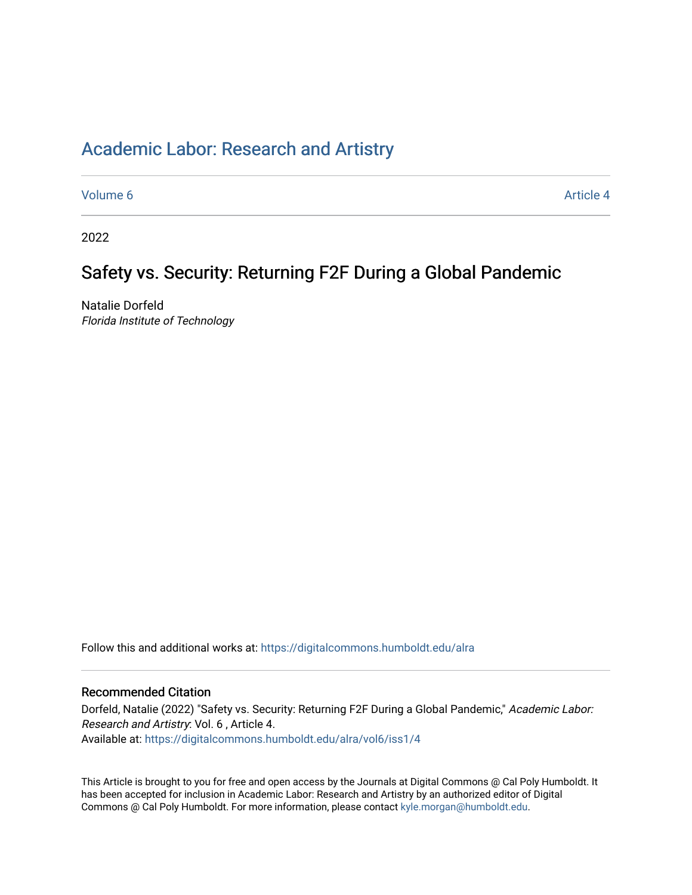# Academic Labor: Research and Artistry

Volume 6 | Article 4

2022

## Safety vs. Security: Returning F2F During a Global Pandemic

Natalie Dorfeld
*Florida Institute of Technology*

Follow this and additional works at: https://digitalcommons.humboldt.edu/alra

### Recommended Citation

Dorfeld, Natalie (2022) "Safety vs. Security: Returning F2F During a Global Pandemic," *Academic Labor: Research and Artistry*: Vol. 6 , Article 4.
Available at: https://digitalcommons.humboldt.edu/alra/vol6/iss1/4

This Article is brought to you for free and open access by the Journals at Digital Commons @ Cal Poly Humboldt. It has been accepted for inclusion in Academic Labor: Research and Artistry by an authorized editor of Digital Commons @ Cal Poly Humboldt. For more information, please contact kyle.morgan@humboldt.edu.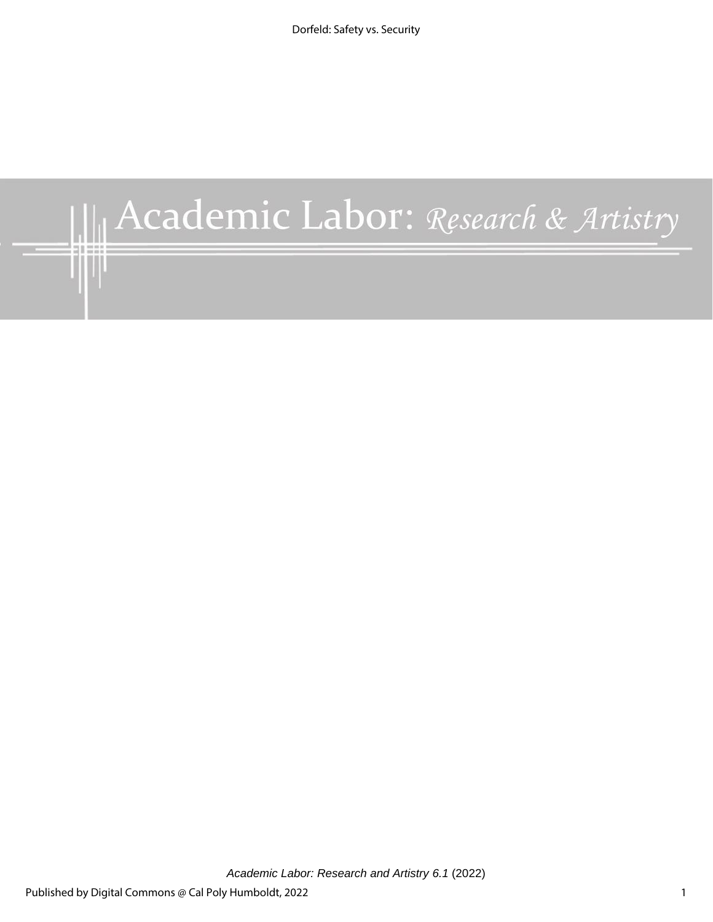# Academic Labor: *Research & Artistry*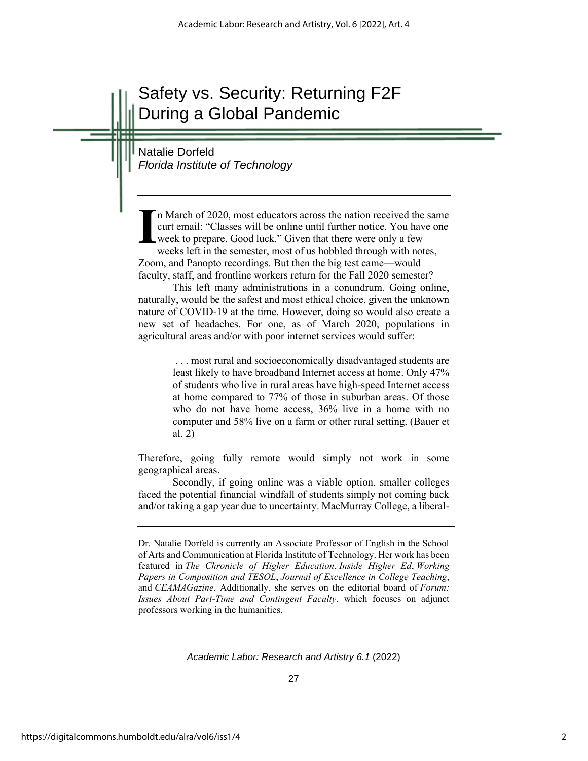# Safety vs. Security: Returning F2F During a Global Pandemic

Natalie Dorfeld
*Florida Institute of Technology*

In March of 2020, most educators across the nation received the same curt email: "Classes will be online until further notice. You have one week to prepare. Good luck." Given that there were only a few weeks left in the semester, most of us hobbled through with notes, Zoom, and Panopto recordings. But then the big test came—would faculty, staff, and frontline workers return for the Fall 2020 semester?

This left many administrations in a conundrum. Going online, naturally, would be the safest and most ethical choice, given the unknown nature of COVID-19 at the time. However, doing so would also create a new set of headaches. For one, as of March 2020, populations in agricultural areas and/or with poor internet services would suffer:

> . . . most rural and socioeconomically disadvantaged students are least likely to have broadband Internet access at home. Only 47% of students who live in rural areas have high-speed Internet access at home compared to 77% of those in suburban areas. Of those who do not have home access, 36% live in a home with no computer and 58% live on a farm or other rural setting. (Bauer et al. 2)

Therefore, going fully remote would simply not work in some geographical areas.

Secondly, if going online was a viable option, smaller colleges faced the potential financial windfall of students simply not coming back and/or taking a gap year due to uncertainty. MacMurray College, a liberal-

---

Dr. Natalie Dorfeld is currently an Associate Professor of English in the School of Arts and Communication at Florida Institute of Technology. Her work has been featured in *The Chronicle of Higher Education*, *Inside Higher Ed*, *Working Papers in Composition and TESOL*, *Journal of Excellence in College Teaching*, and *CEAMAGazine*. Additionally, she serves on the editorial board of *Forum: Issues About Part-Time and Contingent Faculty*, which focuses on adjunct professors working in the humanities.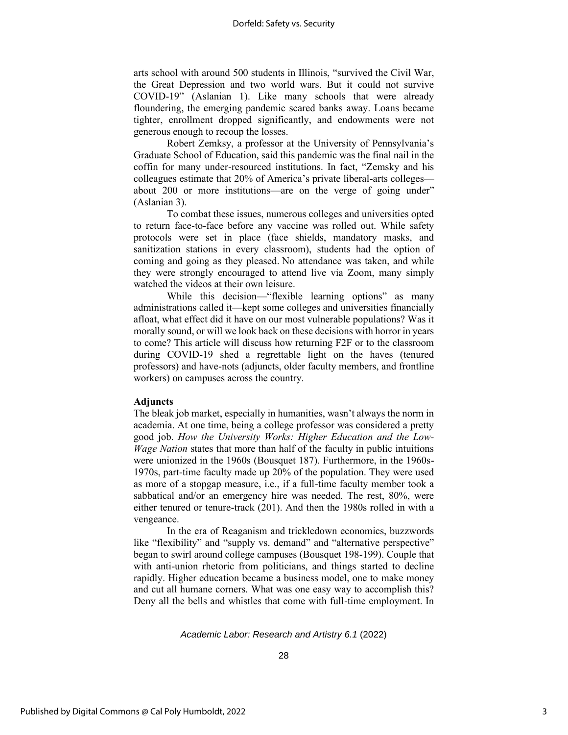arts school with around 500 students in Illinois, "survived the Civil War, the Great Depression and two world wars. But it could not survive COVID-19" (Aslanian 1). Like many schools that were already floundering, the emerging pandemic scared banks away. Loans became tighter, enrollment dropped significantly, and endowments were not generous enough to recoup the losses.

Robert Zemksy, a professor at the University of Pennsylvania's Graduate School of Education, said this pandemic was the final nail in the coffin for many under-resourced institutions. In fact, "Zemsky and his colleagues estimate that 20% of America's private liberal-arts colleges—about 200 or more institutions—are on the verge of going under" (Aslanian 3).

To combat these issues, numerous colleges and universities opted to return face-to-face before any vaccine was rolled out. While safety protocols were set in place (face shields, mandatory masks, and sanitization stations in every classroom), students had the option of coming and going as they pleased. No attendance was taken, and while they were strongly encouraged to attend live via Zoom, many simply watched the videos at their own leisure.

While this decision—"flexible learning options" as many administrations called it—kept some colleges and universities financially afloat, what effect did it have on our most vulnerable populations? Was it morally sound, or will we look back on these decisions with horror in years to come? This article will discuss how returning F2F or to the classroom during COVID-19 shed a regrettable light on the haves (tenured professors) and have-nots (adjuncts, older faculty members, and frontline workers) on campuses across the country.

**Adjuncts**

The bleak job market, especially in humanities, wasn't always the norm in academia. At one time, being a college professor was considered a pretty good job. *How the University Works: Higher Education and the Low-Wage Nation* states that more than half of the faculty in public intuitions were unionized in the 1960s (Bousquet 187). Furthermore, in the 1960s-1970s, part-time faculty made up 20% of the population. They were used as more of a stopgap measure, i.e., if a full-time faculty member took a sabbatical and/or an emergency hire was needed. The rest, 80%, were either tenured or tenure-track (201). And then the 1980s rolled in with a vengeance.

In the era of Reaganism and trickledown economics, buzzwords like "flexibility" and "supply vs. demand" and "alternative perspective" began to swirl around college campuses (Bousquet 198-199). Couple that with anti-union rhetoric from politicians, and things started to decline rapidly. Higher education became a business model, one to make money and cut all humane corners. What was one easy way to accomplish this? Deny all the bells and whistles that come with full-time employment. In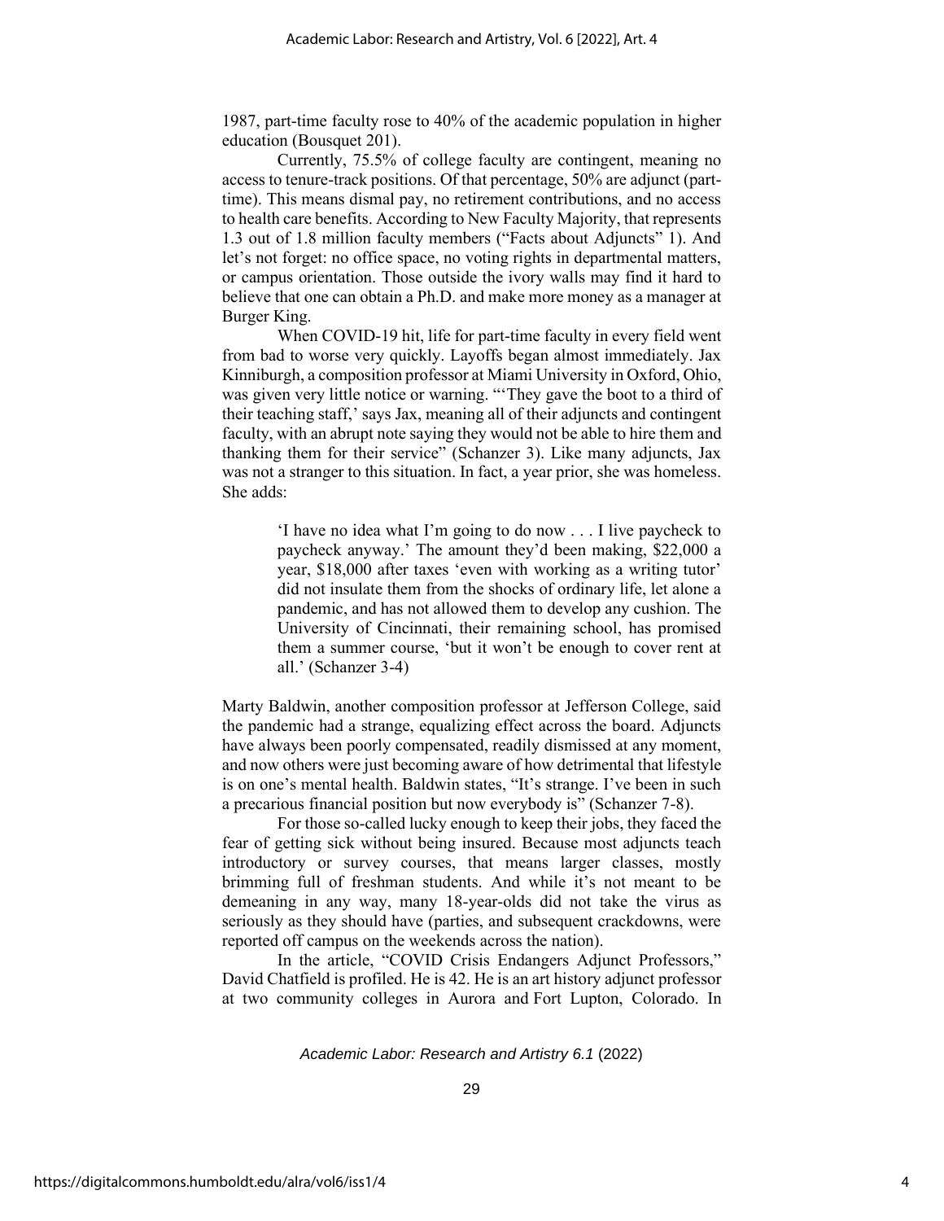1987, part-time faculty rose to 40% of the academic population in higher education (Bousquet 201).

Currently, 75.5% of college faculty are contingent, meaning no access to tenure-track positions. Of that percentage, 50% are adjunct (part-time). This means dismal pay, no retirement contributions, and no access to health care benefits. According to New Faculty Majority, that represents 1.3 out of 1.8 million faculty members ("Facts about Adjuncts" 1). And let's not forget: no office space, no voting rights in departmental matters, or campus orientation. Those outside the ivory walls may find it hard to believe that one can obtain a Ph.D. and make more money as a manager at Burger King.

When COVID-19 hit, life for part-time faculty in every field went from bad to worse very quickly. Layoffs began almost immediately. Jax Kinniburgh, a composition professor at Miami University in Oxford, Ohio, was given very little notice or warning. "'They gave the boot to a third of their teaching staff,' says Jax, meaning all of their adjuncts and contingent faculty, with an abrupt note saying they would not be able to hire them and thanking them for their service" (Schanzer 3). Like many adjuncts, Jax was not a stranger to this situation. In fact, a year prior, she was homeless. She adds:

> 'I have no idea what I'm going to do now . . . I live paycheck to paycheck anyway.' The amount they'd been making, $22,000 a year, $18,000 after taxes 'even with working as a writing tutor' did not insulate them from the shocks of ordinary life, let alone a pandemic, and has not allowed them to develop any cushion. The University of Cincinnati, their remaining school, has promised them a summer course, 'but it won't be enough to cover rent at all.' (Schanzer 3-4)

Marty Baldwin, another composition professor at Jefferson College, said the pandemic had a strange, equalizing effect across the board. Adjuncts have always been poorly compensated, readily dismissed at any moment, and now others were just becoming aware of how detrimental that lifestyle is on one's mental health. Baldwin states, "It's strange. I've been in such a precarious financial position but now everybody is" (Schanzer 7-8).

For those so-called lucky enough to keep their jobs, they faced the fear of getting sick without being insured. Because most adjuncts teach introductory or survey courses, that means larger classes, mostly brimming full of freshman students. And while it's not meant to be demeaning in any way, many 18-year-olds did not take the virus as seriously as they should have (parties, and subsequent crackdowns, were reported off campus on the weekends across the nation).

In the article, "COVID Crisis Endangers Adjunct Professors," David Chatfield is profiled. He is 42. He is an art history adjunct professor at two community colleges in Aurora and Fort Lupton, Colorado. In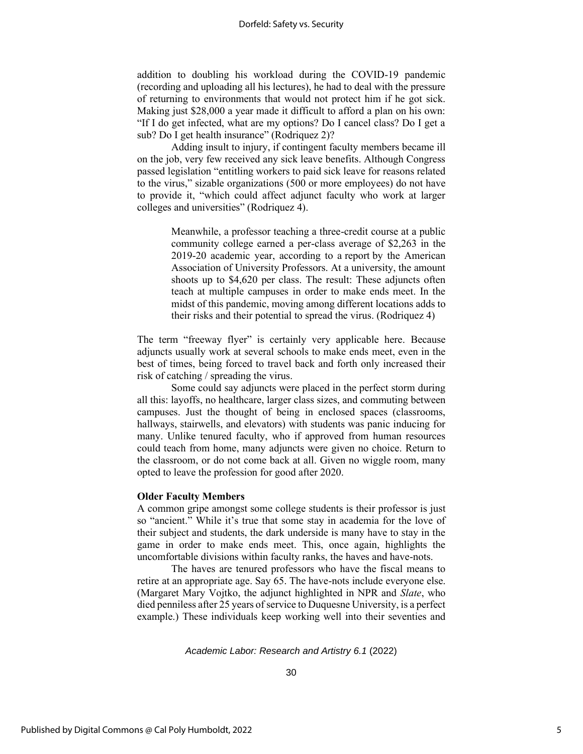addition to doubling his workload during the COVID-19 pandemic (recording and uploading all his lectures), he had to deal with the pressure of returning to environments that would not protect him if he got sick. Making just $28,000 a year made it difficult to afford a plan on his own: "If I do get infected, what are my options? Do I cancel class? Do I get a sub? Do I get health insurance" (Rodriquez 2)?

Adding insult to injury, if contingent faculty members became ill on the job, very few received any sick leave benefits. Although Congress passed legislation "entitling workers to paid sick leave for reasons related to the virus," sizable organizations (500 or more employees) do not have to provide it, "which could affect adjunct faculty who work at larger colleges and universities" (Rodriquez 4).

> Meanwhile, a professor teaching a three-credit course at a public community college earned a per-class average of $2,263 in the 2019-20 academic year, according to a report by the American Association of University Professors. At a university, the amount shoots up to $4,620 per class. The result: These adjuncts often teach at multiple campuses in order to make ends meet. In the midst of this pandemic, moving among different locations adds to their risks and their potential to spread the virus. (Rodriquez 4)

The term "freeway flyer" is certainly very applicable here. Because adjuncts usually work at several schools to make ends meet, even in the best of times, being forced to travel back and forth only increased their risk of catching / spreading the virus.

Some could say adjuncts were placed in the perfect storm during all this: layoffs, no healthcare, larger class sizes, and commuting between campuses. Just the thought of being in enclosed spaces (classrooms, hallways, stairwells, and elevators) with students was panic inducing for many. Unlike tenured faculty, who if approved from human resources could teach from home, many adjuncts were given no choice. Return to the classroom, or do not come back at all. Given no wiggle room, many opted to leave the profession for good after 2020.

**Older Faculty Members**

A common gripe amongst some college students is their professor is just so "ancient." While it's true that some stay in academia for the love of their subject and students, the dark underside is many have to stay in the game in order to make ends meet. This, once again, highlights the uncomfortable divisions within faculty ranks, the haves and have-nots.

The haves are tenured professors who have the fiscal means to retire at an appropriate age. Say 65. The have-nots include everyone else. (Margaret Mary Vojtko, the adjunct highlighted in NPR and *Slate*, who died penniless after 25 years of service to Duquesne University, is a perfect example.) These individuals keep working well into their seventies and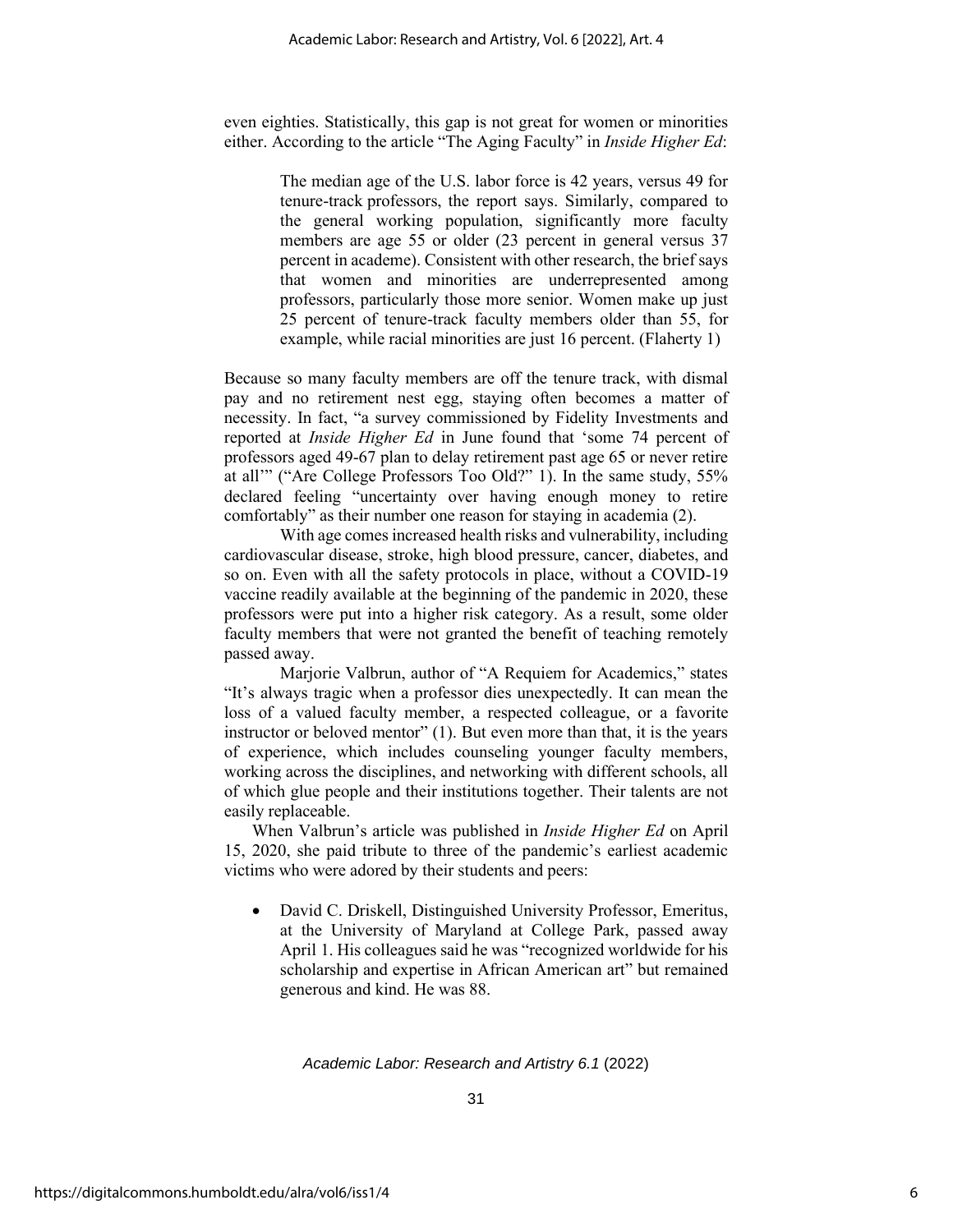even eighties. Statistically, this gap is not great for women or minorities either. According to the article "The Aging Faculty" in *Inside Higher Ed*:

> The median age of the U.S. labor force is 42 years, versus 49 for tenure-track professors, the report says. Similarly, compared to the general working population, significantly more faculty members are age 55 or older (23 percent in general versus 37 percent in academe). Consistent with other research, the brief says that women and minorities are underrepresented among professors, particularly those more senior. Women make up just 25 percent of tenure-track faculty members older than 55, for example, while racial minorities are just 16 percent. (Flaherty 1)

Because so many faculty members are off the tenure track, with dismal pay and no retirement nest egg, staying often becomes a matter of necessity. In fact, "a survey commissioned by Fidelity Investments and reported at *Inside Higher Ed* in June found that 'some 74 percent of professors aged 49-67 plan to delay retirement past age 65 or never retire at all'" ("Are College Professors Too Old?" 1). In the same study, 55% declared feeling "uncertainty over having enough money to retire comfortably" as their number one reason for staying in academia (2).

With age comes increased health risks and vulnerability, including cardiovascular disease, stroke, high blood pressure, cancer, diabetes, and so on. Even with all the safety protocols in place, without a COVID-19 vaccine readily available at the beginning of the pandemic in 2020, these professors were put into a higher risk category. As a result, some older faculty members that were not granted the benefit of teaching remotely passed away.

Marjorie Valbrun, author of "A Requiem for Academics," states "It's always tragic when a professor dies unexpectedly. It can mean the loss of a valued faculty member, a respected colleague, or a favorite instructor or beloved mentor" (1). But even more than that, it is the years of experience, which includes counseling younger faculty members, working across the disciplines, and networking with different schools, all of which glue people and their institutions together. Their talents are not easily replaceable.

When Valbrun's article was published in *Inside Higher Ed* on April 15, 2020, she paid tribute to three of the pandemic's earliest academic victims who were adored by their students and peers:

- David C. Driskell, Distinguished University Professor, Emeritus, at the University of Maryland at College Park, passed away April 1. His colleagues said he was "recognized worldwide for his scholarship and expertise in African American art" but remained generous and kind. He was 88.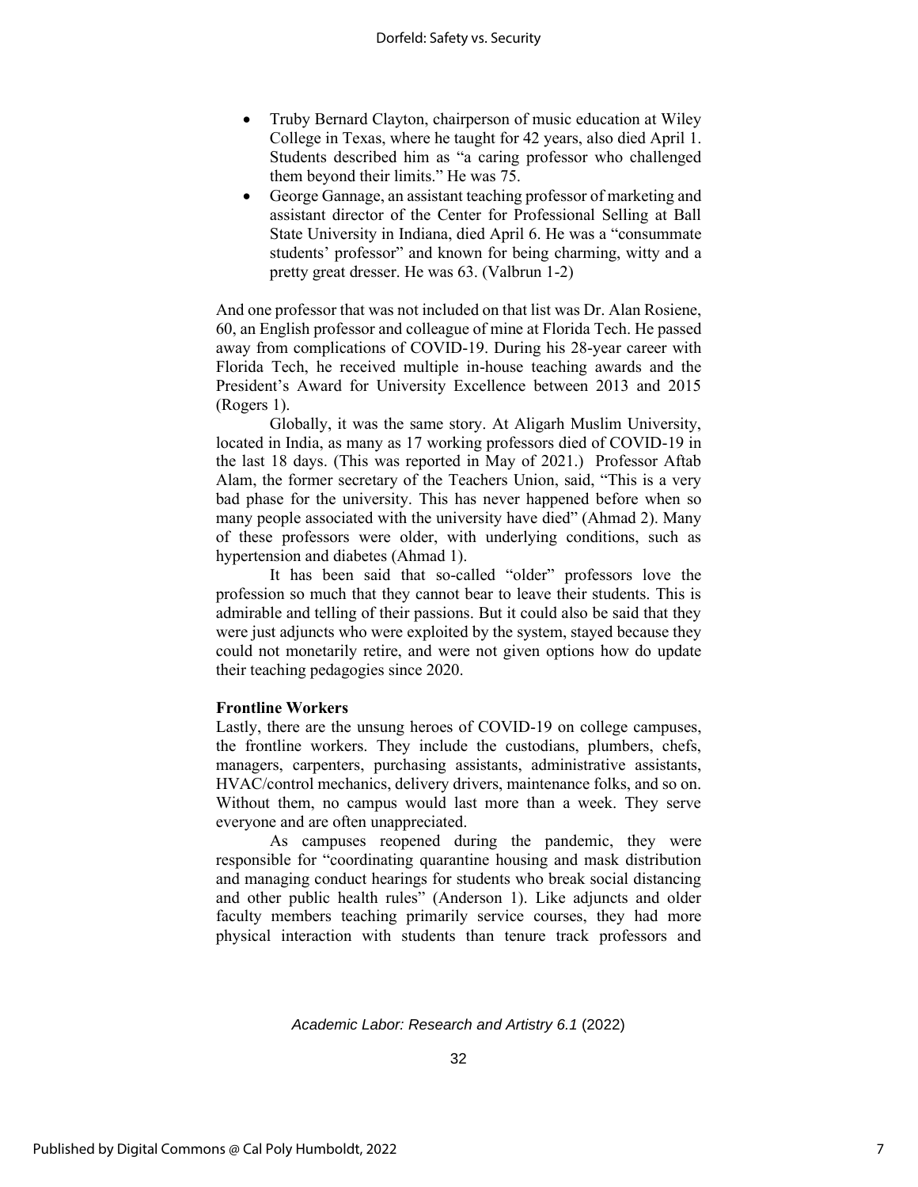- Truby Bernard Clayton, chairperson of music education at Wiley College in Texas, where he taught for 42 years, also died April 1. Students described him as "a caring professor who challenged them beyond their limits." He was 75.
- George Gannage, an assistant teaching professor of marketing and assistant director of the Center for Professional Selling at Ball State University in Indiana, died April 6. He was a "consummate students' professor" and known for being charming, witty and a pretty great dresser. He was 63. (Valbrun 1-2)

And one professor that was not included on that list was Dr. Alan Rosiene, 60, an English professor and colleague of mine at Florida Tech. He passed away from complications of COVID-19. During his 28-year career with Florida Tech, he received multiple in-house teaching awards and the President's Award for University Excellence between 2013 and 2015 (Rogers 1).

Globally, it was the same story. At Aligarh Muslim University, located in India, as many as 17 working professors died of COVID-19 in the last 18 days. (This was reported in May of 2021.) Professor Aftab Alam, the former secretary of the Teachers Union, said, "This is a very bad phase for the university. This has never happened before when so many people associated with the university have died" (Ahmad 2). Many of these professors were older, with underlying conditions, such as hypertension and diabetes (Ahmad 1).

It has been said that so-called "older" professors love the profession so much that they cannot bear to leave their students. This is admirable and telling of their passions. But it could also be said that they were just adjuncts who were exploited by the system, stayed because they could not monetarily retire, and were not given options how do update their teaching pedagogies since 2020.

**Frontline Workers**

Lastly, there are the unsung heroes of COVID-19 on college campuses, the frontline workers. They include the custodians, plumbers, chefs, managers, carpenters, purchasing assistants, administrative assistants, HVAC/control mechanics, delivery drivers, maintenance folks, and so on. Without them, no campus would last more than a week. They serve everyone and are often unappreciated.

As campuses reopened during the pandemic, they were responsible for "coordinating quarantine housing and mask distribution and managing conduct hearings for students who break social distancing and other public health rules" (Anderson 1). Like adjuncts and older faculty members teaching primarily service courses, they had more physical interaction with students than tenure track professors and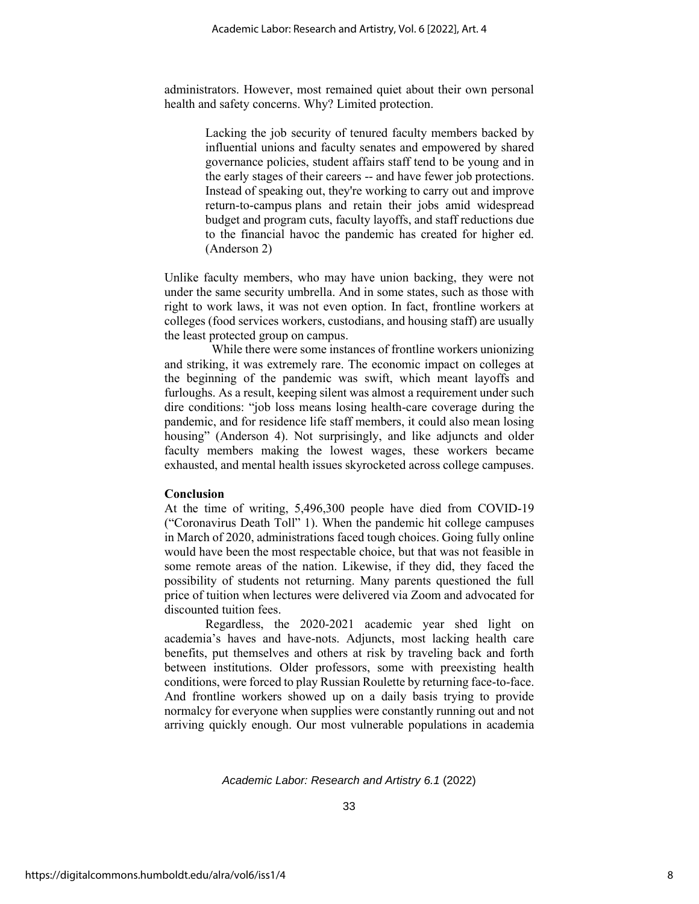administrators. However, most remained quiet about their own personal health and safety concerns. Why? Limited protection.

> Lacking the job security of tenured faculty members backed by influential unions and faculty senates and empowered by shared governance policies, student affairs staff tend to be young and in the early stages of their careers -- and have fewer job protections. Instead of speaking out, they're working to carry out and improve return-to-campus plans and retain their jobs amid widespread budget and program cuts, faculty layoffs, and staff reductions due to the financial havoc the pandemic has created for higher ed. (Anderson 2)

Unlike faculty members, who may have union backing, they were not under the same security umbrella. And in some states, such as those with right to work laws, it was not even option. In fact, frontline workers at colleges (food services workers, custodians, and housing staff) are usually the least protected group on campus.

While there were some instances of frontline workers unionizing and striking, it was extremely rare. The economic impact on colleges at the beginning of the pandemic was swift, which meant layoffs and furloughs. As a result, keeping silent was almost a requirement under such dire conditions: "job loss means losing health-care coverage during the pandemic, and for residence life staff members, it could also mean losing housing" (Anderson 4). Not surprisingly, and like adjuncts and older faculty members making the lowest wages, these workers became exhausted, and mental health issues skyrocketed across college campuses.

## Conclusion

At the time of writing, 5,496,300 people have died from COVID-19 ("Coronavirus Death Toll" 1). When the pandemic hit college campuses in March of 2020, administrations faced tough choices. Going fully online would have been the most respectable choice, but that was not feasible in some remote areas of the nation. Likewise, if they did, they faced the possibility of students not returning. Many parents questioned the full price of tuition when lectures were delivered via Zoom and advocated for discounted tuition fees.

Regardless, the 2020-2021 academic year shed light on academia's haves and have-nots. Adjuncts, most lacking health care benefits, put themselves and others at risk by traveling back and forth between institutions. Older professors, some with preexisting health conditions, were forced to play Russian Roulette by returning face-to-face. And frontline workers showed up on a daily basis trying to provide normalcy for everyone when supplies were constantly running out and not arriving quickly enough. Our most vulnerable populations in academia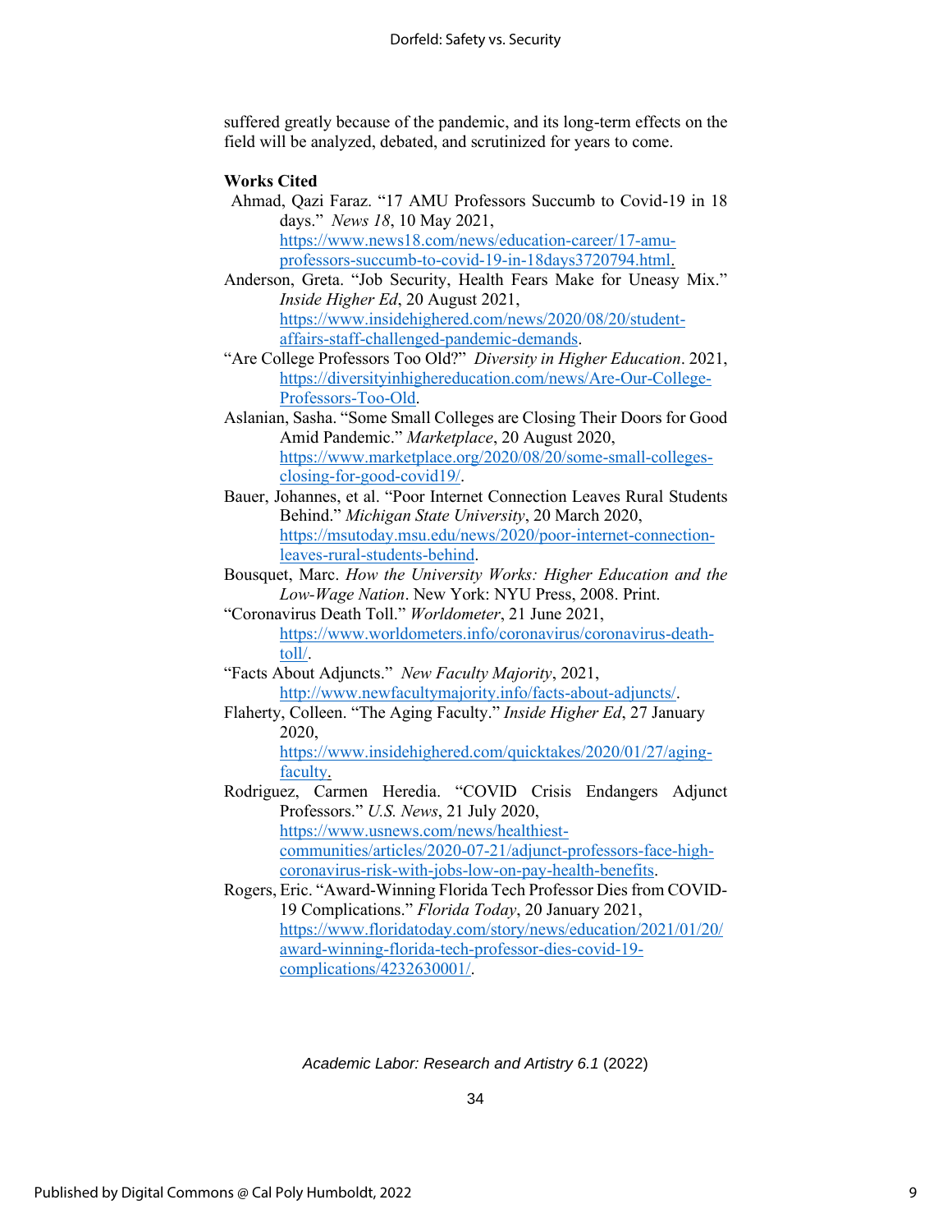suffered greatly because of the pandemic, and its long-term effects on the field will be analyzed, debated, and scrutinized for years to come.

**Works Cited**

Ahmad, Qazi Faraz. "17 AMU Professors Succumb to Covid-19 in 18 days." *News 18*, 10 May 2021, https://www.news18.com/news/education-career/17-amu-professors-succumb-to-covid-19-in-18days3720794.html.

Anderson, Greta. "Job Security, Health Fears Make for Uneasy Mix." *Inside Higher Ed*, 20 August 2021, https://www.insidehighered.com/news/2020/08/20/student-affairs-staff-challenged-pandemic-demands.

"Are College Professors Too Old?" *Diversity in Higher Education*. 2021, https://diversityinhighereducation.com/news/Are-Our-College-Professors-Too-Old.

Aslanian, Sasha. "Some Small Colleges are Closing Their Doors for Good Amid Pandemic." *Marketplace*, 20 August 2020, https://www.marketplace.org/2020/08/20/some-small-colleges-closing-for-good-covid19/.

Bauer, Johannes, et al. "Poor Internet Connection Leaves Rural Students Behind." *Michigan State University*, 20 March 2020, https://msutoday.msu.edu/news/2020/poor-internet-connection-leaves-rural-students-behind.

Bousquet, Marc. *How the University Works: Higher Education and the Low-Wage Nation*. New York: NYU Press, 2008. Print.

"Coronavirus Death Toll." *Worldometer*, 21 June 2021, https://www.worldometers.info/coronavirus/coronavirus-death-toll/.

"Facts About Adjuncts." *New Faculty Majority*, 2021, http://www.newfacultymajority.info/facts-about-adjuncts/.

Flaherty, Colleen. "The Aging Faculty." *Inside Higher Ed*, 27 January 2020, https://www.insidehighered.com/quicktakes/2020/01/27/aging-faculty.

Rodriguez, Carmen Heredia. "COVID Crisis Endangers Adjunct Professors." *U.S. News*, 21 July 2020, https://www.usnews.com/news/healthiest-communities/articles/2020-07-21/adjunct-professors-face-high-coronavirus-risk-with-jobs-low-on-pay-health-benefits.

Rogers, Eric. "Award-Winning Florida Tech Professor Dies from COVID-19 Complications." *Florida Today*, 20 January 2021, https://www.floridatoday.com/story/news/education/2021/01/20/award-winning-florida-tech-professor-dies-covid-19-complications/4232630001/.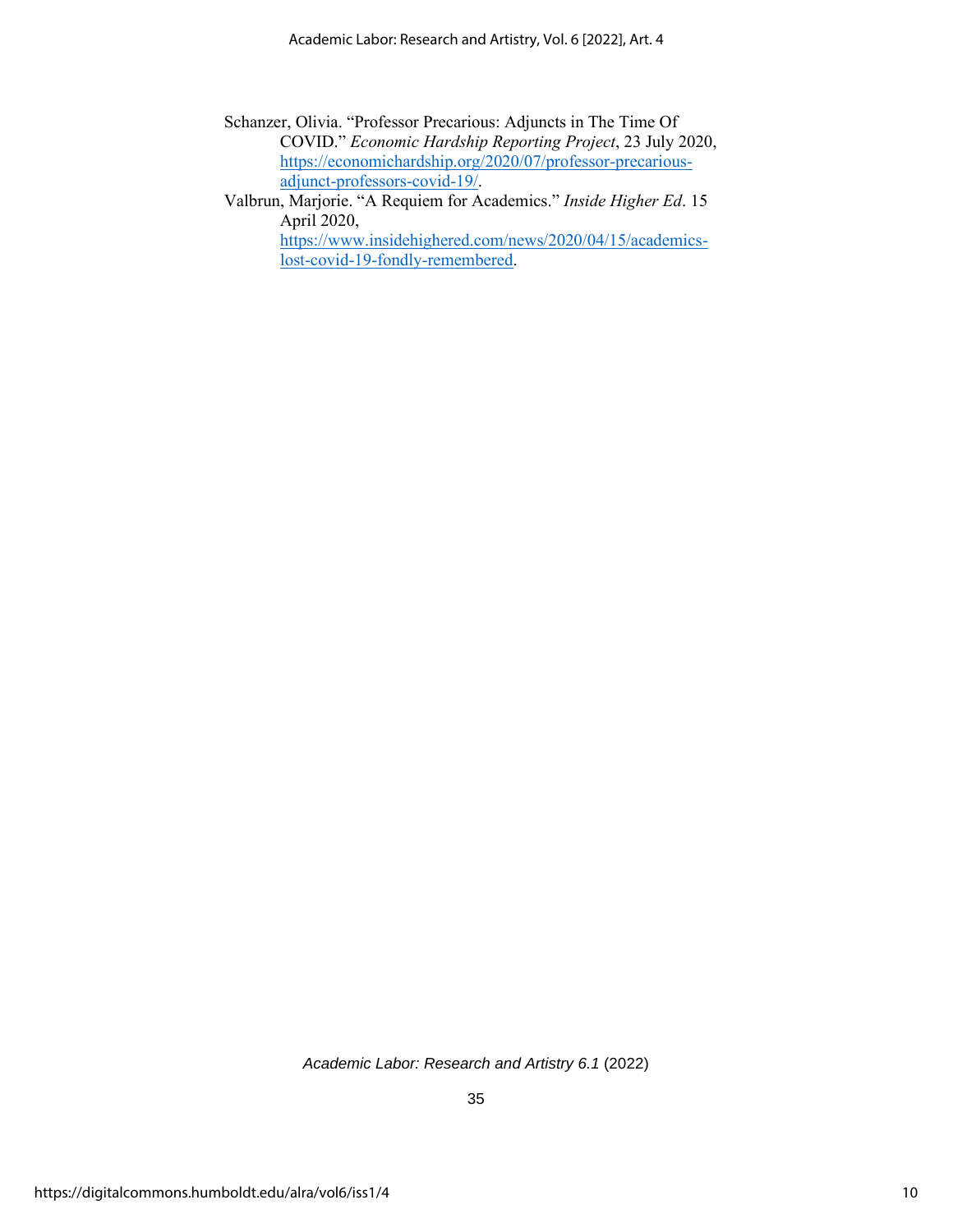Schanzer, Olivia. "Professor Precarious: Adjuncts in The Time Of COVID." *Economic Hardship Reporting Project*, 23 July 2020, https://economichardship.org/2020/07/professor-precarious-adjunct-professors-covid-19/.

Valbrun, Marjorie. "A Requiem for Academics." *Inside Higher Ed*. 15 April 2020, https://www.insidehighered.com/news/2020/04/15/academics-lost-covid-19-fondly-remembered.